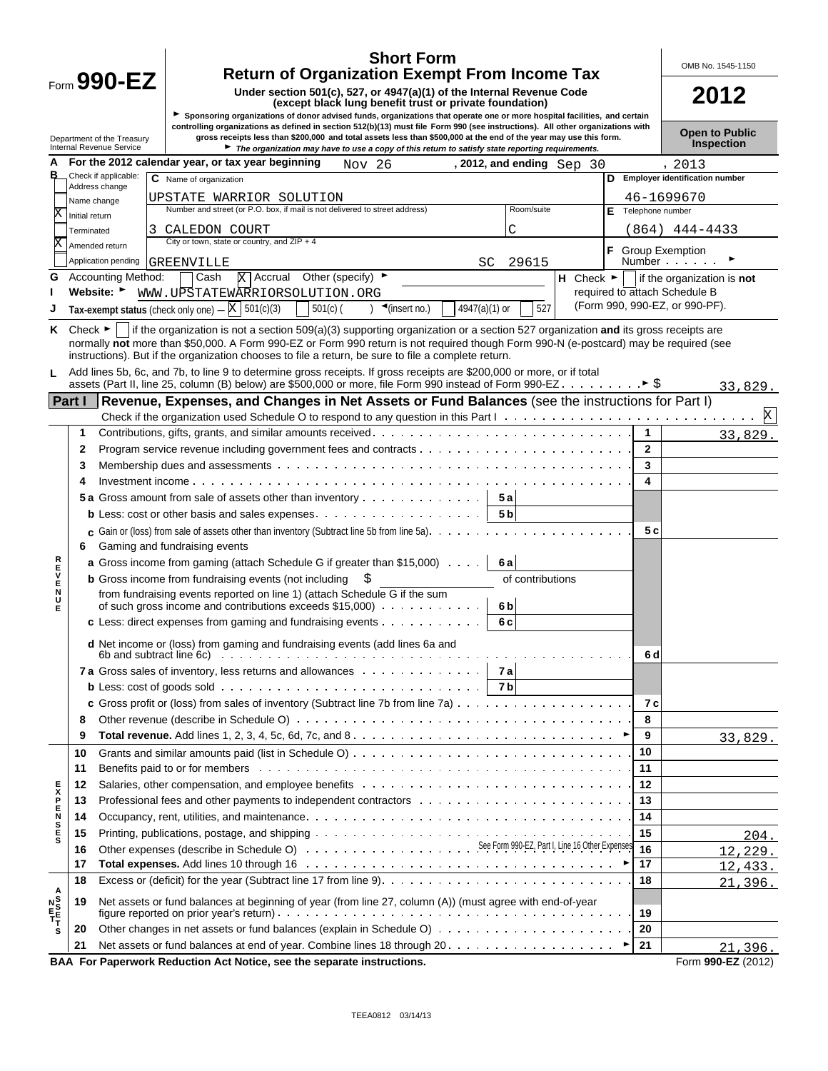# Form 990-EZ

**Short Form**
**Return of Organization Exempt From Income Tax**

Under section 501(c), 527, or 4947(a)(1) of the Internal Revenue Code (except black lung benefit trust or private foundation)

► Sponsoring organizations of donor advised funds, organizations that operate one or more hospital facilities, and certain controlling organizations as defined in section 512(b)(13) must file Form 990 (see instructions). All other organizations with gross receipts less than $200,000 and total assets less than $500,000 at the end of the year may use this form.

► The organization may have to use a copy of this return to satisfy state reporting requirements.

Department of the Treasury
Internal Revenue Service

OMB No. 1545-1150

**2012**

**Open to Public Inspection**

**A** For the 2012 calendar year, or tax year beginning Nov 26, 2012, and ending Sep 30, 2013

**B** Check if applicable:
- Address change
- Name change
- [X] Initial return
- Terminated
- [X] Amended return
- Application pending

**C** Name of organization: UPSTATE WARRIOR SOLUTION

Number and street (or P.O. box, if mail is not delivered to street address): 3 CALEDON COURT — Room/suite: C

City or town, state or country, and ZIP + 4: GREENVILLE SC 29615

**D** Employer identification number: 46-1699670

**E** Telephone number: (864) 444-4433

**F** Group Exemption Number ►

**G** Accounting Method: [ ] Cash [X] Accrual Other (specify) ►

**H** Check ► [ ] if the organization is **not** required to attach Schedule B (Form 990, 990-EZ, or 990-PF).

**I** Website: ► WWW.UPSTATEWARRIORSOLUTION.ORG

**J** Tax-exempt status (check only one) — [X] 501(c)(3) [ ] 501(c) ( ) ◄(insert no.) [ ] 4947(a)(1) or [ ] 527

**K** Check ► [ ] if the organization is not a section 509(a)(3) supporting organization or a section 527 organization **and** its gross receipts are normally **not** more than $50,000. A Form 990-EZ or Form 990 return is not required though Form 990-N (e-postcard) may be required (see instructions). But if the organization chooses to file a return, be sure to file a complete return.

**L** Add lines 5b, 6c, and 7b, to line 9 to determine gross receipts. If gross receipts are $200,000 or more, or if total assets (Part II, line 25, column (B) below) are $500,000 or more, file Form 990 instead of Form 990-EZ ► $ 33,829.

## Part I — Revenue, Expenses, and Changes in Net Assets or Fund Balances (see the instructions for Part I)

Check if the organization used Schedule O to respond to any question in this Part I [X]

| Section | Line | Description | | Sub-amount | Line | Amount |
|---|---|---|---|---|---|---|
| Revenue | 1 | Contributions, gifts, grants, and similar amounts received | | | 1 | 33,829. |
| | 2 | Program service revenue including government fees and contracts | | | 2 | |
| | 3 | Membership dues and assessments | | | 3 | |
| | 4 | Investment income | | | 4 | |
| | 5a | Gross amount from sale of assets other than inventory | 5a | | | |
| | b | Less: cost or other basis and sales expenses | 5b | | | |
| | c | Gain or (loss) from sale of assets other than inventory (Subtract line 5b from line 5a) | | | 5c | |
| | 6 | Gaming and fundraising events | | | | |
| | a | Gross income from gaming (attach Schedule G if greater than $15,000) | 6a | | | |
| | b | Gross income from fundraising events (not including $ ___ of contributions from fundraising events reported on line 1) (attach Schedule G if the sum of such gross income and contributions exceeds $15,000) | 6b | | | |
| | c | Less: direct expenses from gaming and fundraising events | 6c | | | |
| | d | Net income or (loss) from gaming and fundraising events (add lines 6a and 6b and subtract line 6c) | | | 6d | |
| | 7a | Gross sales of inventory, less returns and allowances | 7a | | | |
| | b | Less: cost of goods sold | 7b | | | |
| | c | Gross profit or (loss) from sales of inventory (Subtract line 7b from line 7a) | | | 7c | |
| | 8 | Other revenue (describe in Schedule O) | | | 8 | |
| | 9 | **Total revenue.** Add lines 1, 2, 3, 4, 5c, 6d, 7c, and 8 ► | | | 9 | 33,829. |
| Expenses | 10 | Grants and similar amounts paid (list in Schedule O) | | | 10 | |
| | 11 | Benefits paid to or for members | | | 11 | |
| | 12 | Salaries, other compensation, and employee benefits | | | 12 | |
| | 13 | Professional fees and other payments to independent contractors | | | 13 | |
| | 14 | Occupancy, rent, utilities, and maintenance | | | 14 | |
| | 15 | Printing, publications, postage, and shipping | | | 15 | 204. |
| | 16 | Other expenses (describe in Schedule O) See Form 990-EZ, Part I, Line 16 Other Expenses | | | 16 | 12,229. |
| | 17 | **Total expenses.** Add lines 10 through 16 ► | | | 17 | 12,433. |
| Net Assets | 18 | Excess or (deficit) for the year (Subtract line 17 from line 9) | | | 18 | 21,396. |
| | 19 | Net assets or fund balances at beginning of year (from line 27, column (A)) (must agree with end-of-year figure reported on prior year's return) | | | 19 | |
| | 20 | Other changes in net assets or fund balances (explain in Schedule O) | | | 20 | |
| | 21 | Net assets or fund balances at end of year. Combine lines 18 through 20 ► | | | 21 | 21,396. |

**BAA For Paperwork Reduction Act Notice, see the separate instructions.** Form **990-EZ** (2012)

TEEA0812 03/14/13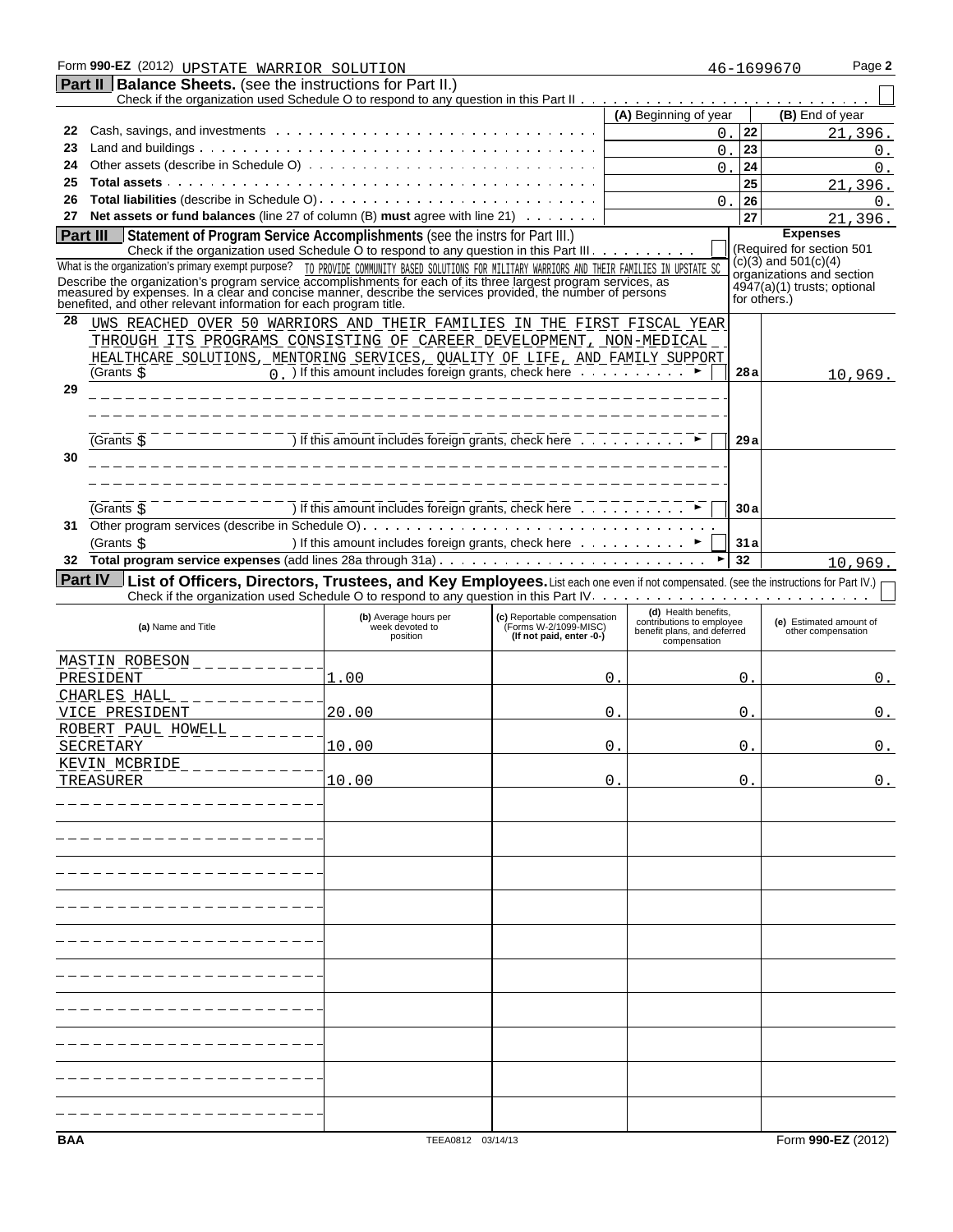Form **990-EZ** (2012) UPSTATE WARRIOR SOLUTION 46-1699670 Page **2**

## Part II Balance Sheets. (see the instructions for Part II.)

Check if the organization used Schedule O to respond to any question in this Part II ☐

| | | (A) Beginning of year | | (B) End of year |
|---|---|---|---|---|
| 22 | Cash, savings, and investments | 0. | 22 | 21,396. |
| 23 | Land and buildings | 0. | 23 | 0. |
| 24 | Other assets (describe in Schedule O) | 0. | 24 | 0. |
| 25 | **Total assets** | | 25 | 21,396. |
| 26 | **Total liabilities** (describe in Schedule O) | 0. | 26 | 0. |
| 27 | **Net assets or fund balances** (line 27 of column (B) **must** agree with line 21) | | 27 | 21,396. |

## Part III Statement of Program Service Accomplishments (see the instrs for Part III.)

Check if the organization used Schedule O to respond to any question in this Part III ☐

**Expenses** (Required for section 501 (c)(3) and 501(c)(4) organizations and section 4947(a)(1) trusts; optional for others.)

What is the organization's primary exempt purpose? TO PROVIDE COMMUNITY BASED SOLUTIONS FOR MILITARY WARRIORS AND THEIR FAMILIES IN UPSTATE SC

Describe the organization's program service accomplishments for each of its three largest program services, as measured by expenses. In a clear and concise manner, describe the services provided, the number of persons benefited, and other relevant information for each program title.

| | | | |
|---|---|---|---|
| 28 | UWS REACHED OVER 50 WARRIORS AND THEIR FAMILIES IN THE FIRST FISCAL YEAR THROUGH ITS PROGRAMS CONSISTING OF CAREER DEVELOPMENT, NON-MEDICAL HEALTHCARE SOLUTIONS, MENTORING SERVICES, QUALITY OF LIFE, AND FAMILY SUPPORT<br>(Grants $ 0. ) If this amount includes foreign grants, check here ☐ | 28a | 10,969. |
| 29 | (Grants $ ) If this amount includes foreign grants, check here ☐ | 29a | |
| 30 | (Grants $ ) If this amount includes foreign grants, check here ☐ | 30a | |
| 31 | Other program services (describe in Schedule O)<br>(Grants $ ) If this amount includes foreign grants, check here ☐ | 31a | |
| 32 | **Total program service expenses** (add lines 28a through 31a) | 32 | 10,969. |

## Part IV List of Officers, Directors, Trustees, and Key Employees.

List each one even if not compensated. (see the instructions for Part IV.)

Check if the organization used Schedule O to respond to any question in this Part IV ☐

| (a) Name and Title | (b) Average hours per week devoted to position | (c) Reportable compensation (Forms W-2/1099-MISC) (If not paid, enter -0-) | (d) Health benefits, contributions to employee benefit plans, and deferred compensation | (e) Estimated amount of other compensation |
|---|---|---|---|---|
| MASTIN ROBESON<br>PRESIDENT | 1.00 | 0. | 0. | 0. |
| CHARLES HALL<br>VICE PRESIDENT | 20.00 | 0. | 0. | 0. |
| ROBERT PAUL HOWELL<br>SECRETARY | 10.00 | 0. | 0. | 0. |
| KEVIN MCBRIDE<br>TREASURER | 10.00 | 0. | 0. | 0. |

BAA TEEA0812 03/14/13 Form **990-EZ** (2012)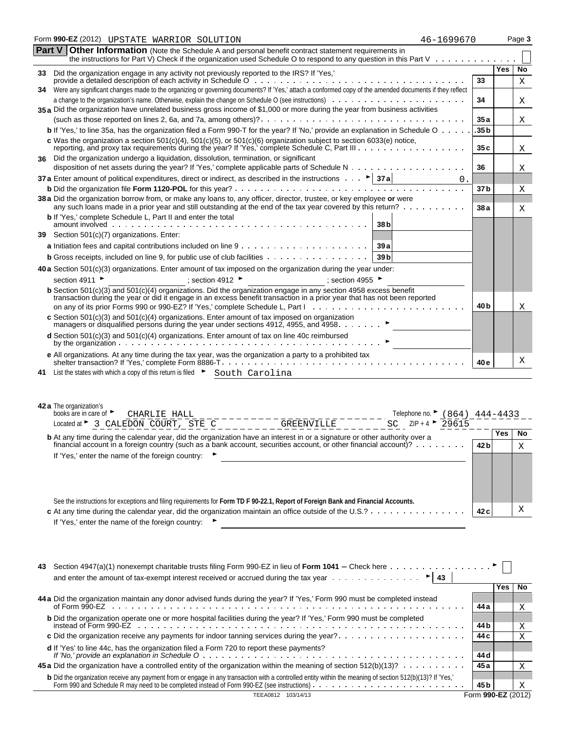Form **990-EZ** (2012) UPSTATE WARRIOR SOLUTION 46-1699670 Page **3**

## Part V Other Information

(Note the Schedule A and personal benefit contract statement requirements in the instructions for Part V) Check if the organization used Schedule O to respond to any question in this Part V . . . . . . . . . . . . ☐

| | | | Yes | No |
|---|---|---|---|---|
| **33** | Did the organization engage in any activity not previously reported to the IRS? If 'Yes,' provide a detailed description of each activity in Schedule O | 33 | | X |
| **34** | Were any significant changes made to the organizing or governing documents? If 'Yes,' attach a conformed copy of the amended documents if they reflect a change to the organization's name. Otherwise, explain the change on Schedule O (see instructions) | 34 | | X |
| **35a** | Did the organization have unrelated business gross income of $1,000 or more during the year from business activities (such as those reported on lines 2, 6a, and 7a, among others)? | 35a | | X |
| **b** | If 'Yes,' to line 35a, has the organization filed a Form 990-T for the year? If 'No,' provide an explanation in Schedule O | 35b | | |
| **c** | Was the organization a section 501(c)(4), 501(c)(5), or 501(c)(6) organization subject to section 6033(e) notice, reporting, and proxy tax requirements during the year? If 'Yes,' complete Schedule C, Part III | 35c | | X |
| **36** | Did the organization undergo a liquidation, dissolution, termination, or significant disposition of net assets during the year? If 'Yes,' complete applicable parts of Schedule N | 36 | | X |
| **37a** | Enter amount of political expenditures, direct or indirect, as described in the instructions ► 37a 0. | | | |
| **b** | Did the organization file **Form 1120-POL** for this year? | 37b | | X |
| **38a** | Did the organization borrow from, or make any loans to, any officer, director, trustee, or key employee **or** were any such loans made in a prior year and still outstanding at the end of the tax year covered by this return? | 38a | | X |
| **b** | If 'Yes,' complete Schedule L, Part II and enter the total amount involved ... 38b | | | |
| **39** | Section 501(c)(7) organizations. Enter: | | | |
| **a** | Initiation fees and capital contributions included on line 9 ... 39a | | | |
| **b** | Gross receipts, included on line 9, for public use of club facilities ... 39b | | | |
| **40a** | Section 501(c)(3) organizations. Enter amount of tax imposed on the organization during the year under: section 4911 ► ; section 4912 ► ; section 4955 ► | | | |
| **b** | Section 501(c)(3) and 501(c)(4) organizations. Did the organization engage in any section 4958 excess benefit transaction during the year or did it engage in an excess benefit transaction in a prior year that has not been reported on any of its prior Forms 990 or 990-EZ? If 'Yes,' complete Schedule L, Part I | 40b | | X |
| **c** | Section 501(c)(3) and 501(c)(4) organizations. Enter amount of tax imposed on organization managers or disqualified persons during the year under sections 4912, 4955, and 4958 ► | | | |
| **d** | Section 501(c)(3) and 501(c)(4) organizations. Enter amount of tax on line 40c reimbursed by the organization ► | | | |
| **e** | All organizations. At any time during the tax year, was the organization a party to a prohibited tax shelter transaction? If 'Yes,' complete Form 8886-T | 40e | | X |

**41** List the states with which a copy of this return is filed ► South Carolina

**42a** The organization's books are in care of ► CHARLIE HALL Telephone no. ► (864) 444-4433
Located at ► 3 CALEDON COURT, STE C GREENVILLE SC ZIP + 4 ► 29615

| | | | Yes | No |
|---|---|---|---|---|
| **b** | At any time during the calendar year, did the organization have an interest in or a signature or other authority over a financial account in a foreign country (such as a bank account, securities account, or other financial account)? If 'Yes,' enter the name of the foreign country: ► | 42b | | X |
| | See the instructions for exceptions and filing requirements for **Form TD F 90-22.1, Report of Foreign Bank and Financial Accounts.** | | | |
| **c** | At any time during the calendar year, did the organization maintain an office outside of the U.S.? If 'Yes,' enter the name of the foreign country: ► | 42c | | X |

**43** Section 4947(a)(1) nonexempt charitable trusts filing Form 990-EZ in lieu of **Form 1041** – Check here ► ☐
and enter the amount of tax-exempt interest received or accrued during the tax year ► 43

| | | | Yes | No |
|---|---|---|---|---|
| **44a** | Did the organization maintain any donor advised funds during the year? If 'Yes,' Form 990 must be completed instead of Form 990-EZ | 44a | | X |
| **b** | Did the organization operate one or more hospital facilities during the year? If 'Yes,' Form 990 must be completed instead of Form 990-EZ | 44b | | X |
| **c** | Did the organization receive any payments for indoor tanning services during the year? | 44c | | X |
| **d** | If 'Yes' to line 44c, has the organization filed a Form 720 to report these payments? *If 'No,' provide an explanation in Schedule O* | 44d | | |
| **45a** | Did the organization have a controlled entity of the organization within the meaning of section 512(b)(13)? | 45a | | X |
| **b** | Did the organization receive any payment from or engage in any transaction with a controlled entity within the meaning of section 512(b)(13)? If 'Yes,' Form 990 and Schedule R may need to be completed instead of Form 990-EZ (see instructions) | 45b | | X |

TEEA0812 103/14/13 Form **990-EZ** (2012)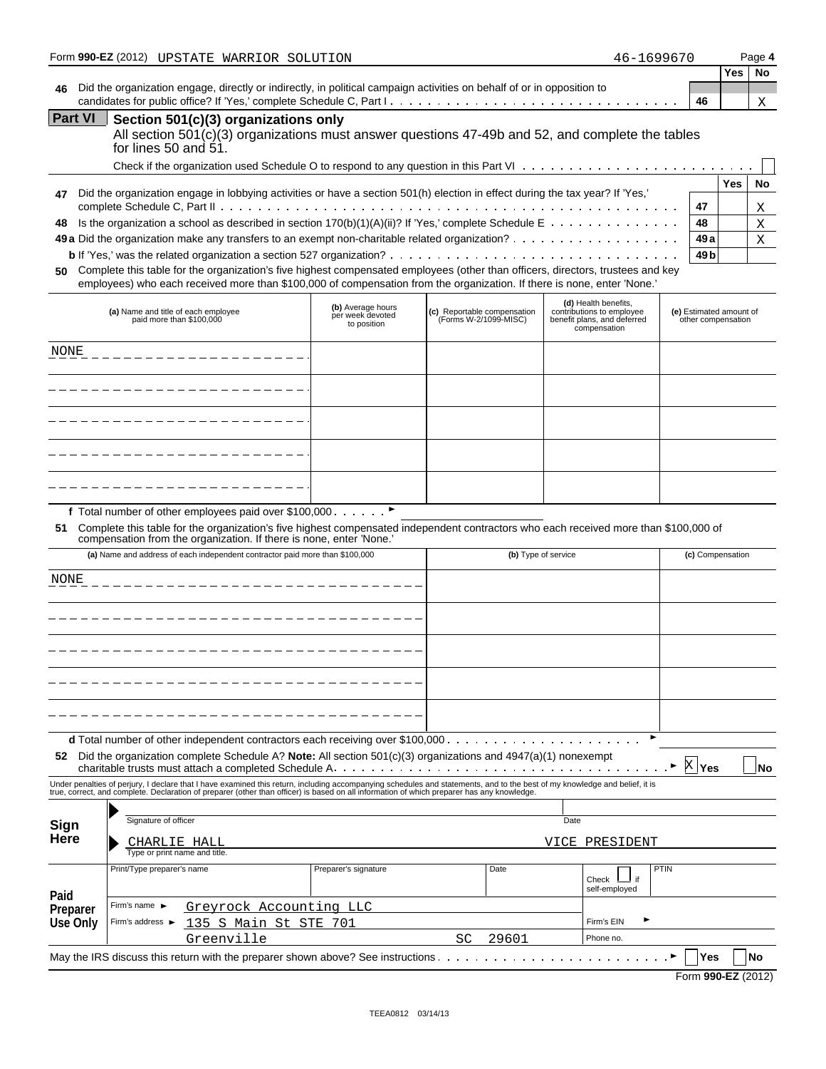Form **990-EZ** (2012) UPSTATE WARRIOR SOLUTION 46-1699670 Page **4**

| | | | Yes | No |
|---|---|---|---|---|
| **46** | Did the organization engage, directly or indirectly, in political campaign activities on behalf of or in opposition to candidates for public office? If 'Yes,' complete Schedule C, Part I | 46 | | X |

**Part VI** **Section 501(c)(3) organizations only**

All section 501(c)(3) organizations must answer questions 47-49b and 52, and complete the tables for lines 50 and 51.

Check if the organization used Schedule O to respond to any question in this Part VI ☐

| | | | Yes | No |
|---|---|---|---|---|
| **47** | Did the organization engage in lobbying activities or have a section 501(h) election in effect during the tax year? If 'Yes,' complete Schedule C, Part II | 47 | | X |
| **48** | Is the organization a school as described in section 170(b)(1)(A)(ii)? If 'Yes,' complete Schedule E | 48 | | X |
| **49a** | Did the organization make any transfers to an exempt non-charitable related organization? | 49a | | X |
| **b** | If 'Yes,' was the related organization a section 527 organization? | 49b | | |

**50** Complete this table for the organization's five highest compensated employees (other than officers, directors, trustees and key employees) who each received more than $100,000 of compensation from the organization. If there is none, enter 'None.'

| (a) Name and title of each employee paid more than $100,000 | (b) Average hours per week devoted to position | (c) Reportable compensation (Forms W-2/1099-MISC) | (d) Health benefits, contributions to employee benefit plans, and deferred compensation | (e) Estimated amount of other compensation |
|---|---|---|---|---|
| NONE | | | | |
| | | | | |
| | | | | |
| | | | | |
| | | | | |

**f** Total number of other employees paid over $100,000 ►

**51** Complete this table for the organization's five highest compensated independent contractors who each received more than $100,000 of compensation from the organization. If there is none, enter 'None.'

| (a) Name and address of each independent contractor paid more than $100,000 | (b) Type of service | (c) Compensation |
|---|---|---|
| NONE | | |
| | | |
| | | |
| | | |
| | | |

**d** Total number of other independent contractors each receiving over $100,000 ►

**52** Did the organization complete Schedule A? **Note:** All section 501(c)(3) organizations and 4947(a)(1) nonexempt charitable trusts must attach a completed Schedule A ► ☒ **Yes** ☐ **No**

Under penalties of perjury, I declare that I have examined this return, including accompanying schedules and statements, and to the best of my knowledge and belief, it is true, correct, and complete. Declaration of preparer (other than officer) is based on all information of which preparer has any knowledge.

**Sign Here**

Signature of officer — Date

CHARLIE HALL — VICE PRESIDENT

Type or print name and title.

**Paid Preparer Use Only**

| Print/Type preparer's name | Preparer's signature | Date | Check ☐ if self-employed | PTIN |
|---|---|---|---|---|
| | | | | |

Firm's name ► Greyrock Accounting LLC — Firm's EIN ►

Firm's address ► 135 S Main St STE 701, Greenville SC 29601 — Phone no.

May the IRS discuss this return with the preparer shown above? See instructions ► ☐ **Yes** ☐ **No**

Form **990-EZ** (2012)

TEEA0812 03/14/13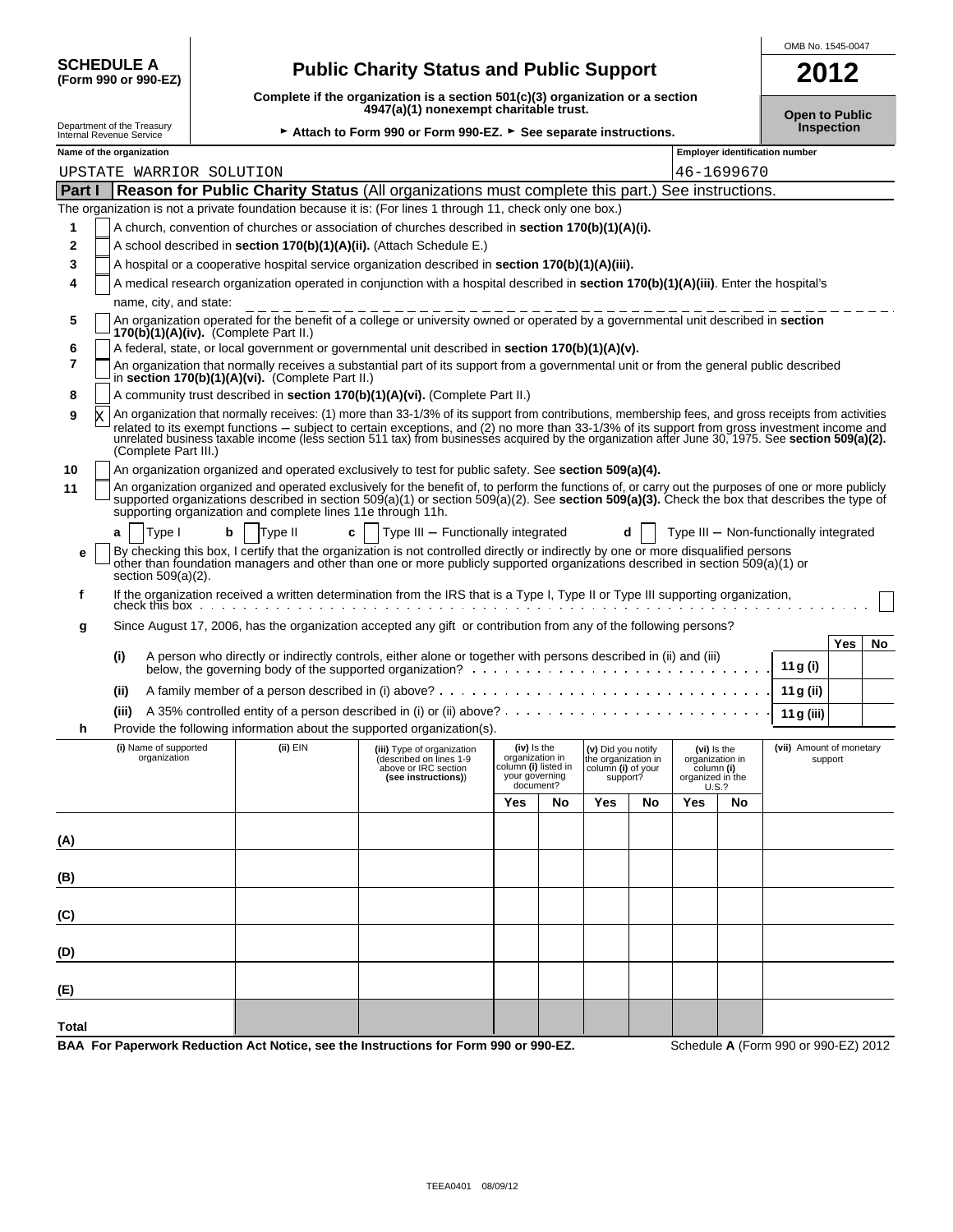**SCHEDULE A**
**(Form 990 or 990-EZ)**

Department of the Treasury
Internal Revenue Service

# Public Charity Status and Public Support

**Complete if the organization is a section 501(c)(3) organization or a section 4947(a)(1) nonexempt charitable trust.**

► **Attach to Form 990 or Form 990-EZ.** ► **See separate instructions.**

OMB No. 1545-0047

**2012**

**Open to Public Inspection**

**Name of the organization**
UPSTATE WARRIOR SOLUTION

**Employer identification number**
46-1699670

## Part I — Reason for Public Charity Status (All organizations must complete this part.) See instructions.

The organization is not a private foundation because it is: (For lines 1 through 11, check only one box.)

1. [ ] A church, convention of churches or association of churches described in **section 170(b)(1)(A)(i).**
2. [ ] A school described in **section 170(b)(1)(A)(ii).** (Attach Schedule E.)
3. [ ] A hospital or a cooperative hospital service organization described in **section 170(b)(1)(A)(iii).**
4. [ ] A medical research organization operated in conjunction with a hospital described in **section 170(b)(1)(A)(iii)**. Enter the hospital's name, city, and state: ______
5. [ ] An organization operated for the benefit of a college or university owned or operated by a governmental unit described in **section 170(b)(1)(A)(iv).** (Complete Part II.)
6. [ ] A federal, state, or local government or governmental unit described in **section 170(b)(1)(A)(v).**
7. [ ] An organization that normally receives a substantial part of its support from a governmental unit or from the general public described in **section 170(b)(1)(A)(vi).** (Complete Part II.)
8. [ ] A community trust described in **section 170(b)(1)(A)(vi).** (Complete Part II.)
9. [X] An organization that normally receives: (1) more than 33-1/3% of its support from contributions, membership fees, and gross receipts from activities related to its exempt functions – subject to certain exceptions, and (2) no more than 33-1/3% of its support from gross investment income and unrelated business taxable income (less section 511 tax) from businesses acquired by the organization after June 30, 1975. See **section 509(a)(2).** (Complete Part III.)
10. [ ] An organization organized and operated exclusively to test for public safety. See **section 509(a)(4).**
11. [ ] An organization organized and operated exclusively for the benefit of, to perform the functions of, or carry out the purposes of one or more publicly supported organizations described in section 509(a)(1) or section 509(a)(2). See **section 509(a)(3).** Check the box that describes the type of supporting organization and complete lines 11e through 11h.

   **a** [ ] Type I  **b** [ ] Type II  **c** [ ] Type III – Functionally integrated  **d** [ ] Type III – Non-functionally integrated

   **e** [ ] By checking this box, I certify that the organization is not controlled directly or indirectly by one or more disqualified persons other than foundation managers and other than one or more publicly supported organizations described in section 509(a)(1) or section 509(a)(2).

   **f** If the organization received a written determination from the IRS that is a Type I, Type II or Type III supporting organization, check this box [ ]

   **g** Since August 17, 2006, has the organization accepted any gift or contribution from any of the following persons?

| | | | Yes | No |
|---|---|---|---|---|
| (i) | A person who directly or indirectly controls, either alone or together with persons described in (ii) and (iii) below, the governing body of the supported organization? | 11 g (i) | | |
| (ii) | A family member of a person described in (i) above? | 11 g (ii) | | |
| (iii) | A 35% controlled entity of a person described in (i) or (ii) above? | 11 g (iii) | | |

   **h** Provide the following information about the supported organization(s).

| (i) Name of supported organization | (ii) EIN | (iii) Type of organization (described on lines 1-9 above or IRC section (see instructions)) | (iv) Is the organization in column (i) listed in your governing document? | | (v) Did you notify the organization in column (i) of your support? | | (vi) Is the organization in column (i) organized in the U.S.? | | (vii) Amount of monetary support |
|---|---|---|---|---|---|---|---|---|---|
| | | | Yes | No | Yes | No | Yes | No | |
| (A) | | | | | | | | | |
| (B) | | | | | | | | | |
| (C) | | | | | | | | | |
| (D) | | | | | | | | | |
| (E) | | | | | | | | | |
| Total | | | | | | | | | |

**BAA For Paperwork Reduction Act Notice, see the Instructions for Form 990 or 990-EZ.** Schedule **A** (Form 990 or 990-EZ) 2012

TEEA0401 08/09/12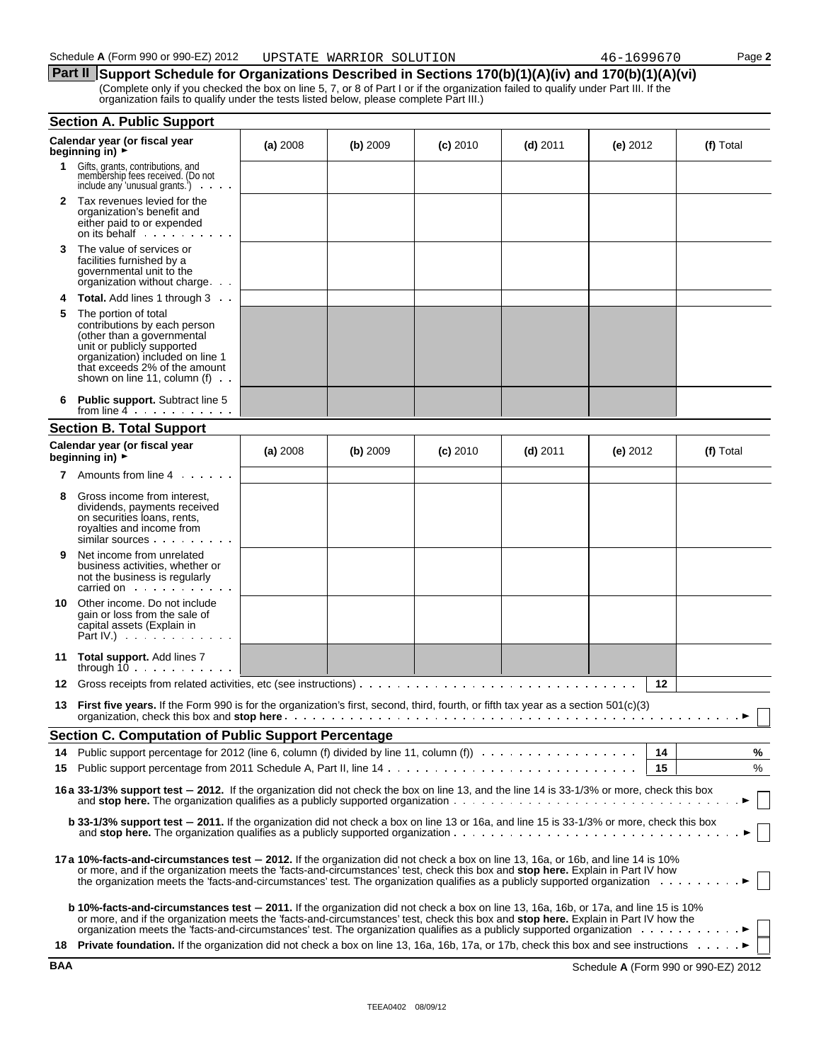Schedule **A** (Form 990 or 990-EZ) 2012 UPSTATE WARRIOR SOLUTION 46-1699670 Page **2**

## Part II Support Schedule for Organizations Described in Sections 170(b)(1)(A)(iv) and 170(b)(1)(A)(vi)

(Complete only if you checked the box on line 5, 7, or 8 of Part I or if the organization failed to qualify under Part III. If the organization fails to qualify under the tests listed below, please complete Part III.)

### Section A. Public Support

| Calendar year (or fiscal year beginning in) ► | (a) 2008 | (b) 2009 | (c) 2010 | (d) 2011 | (e) 2012 | (f) Total |
|---|---|---|---|---|---|---|
| **1** Gifts, grants, contributions, and membership fees received. (Do not include any 'unusual grants.') | | | | | | |
| **2** Tax revenues levied for the organization's benefit and either paid to or expended on its behalf | | | | | | |
| **3** The value of services or facilities furnished by a governmental unit to the organization without charge | | | | | | |
| **4 Total.** Add lines 1 through 3 | | | | | | |
| **5** The portion of total contributions by each person (other than a governmental unit or publicly supported organization) included on line 1 that exceeds 2% of the amount shown on line 11, column (f) | | | | | | |
| **6 Public support.** Subtract line 5 from line 4 | | | | | | |

### Section B. Total Support

| Calendar year (or fiscal year beginning in) ► | (a) 2008 | (b) 2009 | (c) 2010 | (d) 2011 | (e) 2012 | (f) Total |
|---|---|---|---|---|---|---|
| **7** Amounts from line 4 | | | | | | |
| **8** Gross income from interest, dividends, payments received on securities loans, rents, royalties and income from similar sources | | | | | | |
| **9** Net income from unrelated business activities, whether or not the business is regularly carried on | | | | | | |
| **10** Other income. Do not include gain or loss from the sale of capital assets (Explain in Part IV.) | | | | | | |
| **11 Total support.** Add lines 7 through 10 | | | | | | |

**12** Gross receipts from related activities, etc (see instructions) . . . **12**

**13 First five years.** If the Form 990 is for the organization's first, second, third, fourth, or fifth tax year as a section 501(c)(3) organization, check this box and **stop here** ► ☐

### Section C. Computation of Public Support Percentage

**14** Public support percentage for 2012 (line 6, column (f) divided by line 11, column (f)) . . . **14** %

**15** Public support percentage from 2011 Schedule A, Part II, line 14 . . . **15** %

**16a 33-1/3% support test — 2012.** If the organization did not check the box on line 13, and the line 14 is 33-1/3% or more, check this box and **stop here.** The organization qualifies as a publicly supported organization ► ☐

**b 33-1/3% support test — 2011.** If the organization did not check a box on line 13 or 16a, and line 15 is 33-1/3% or more, check this box and **stop here.** The organization qualifies as a publicly supported organization ► ☐

**17a 10%-facts-and-circumstances test — 2012.** If the organization did not check a box on line 13, 16a, or 16b, and line 14 is 10% or more, and if the organization meets the 'facts-and-circumstances' test, check this box and **stop here.** Explain in Part IV how the organization meets the 'facts-and-circumstances' test. The organization qualifies as a publicly supported organization ► ☐

**b 10%-facts-and-circumstances test — 2011.** If the organization did not check a box on line 13, 16a, 16b, or 17a, and line 15 is 10% or more, and if the organization meets the 'facts-and-circumstances' test, check this box and **stop here.** Explain in Part IV how the organization meets the 'facts-and-circumstances' test. The organization qualifies as a publicly supported organization ► ☐

**18 Private foundation.** If the organization did not check a box on line 13, 16a, 16b, 17a, or 17b, check this box and see instructions ► ☐

**BAA** Schedule **A** (Form 990 or 990-EZ) 2012

TEEA0402 08/09/12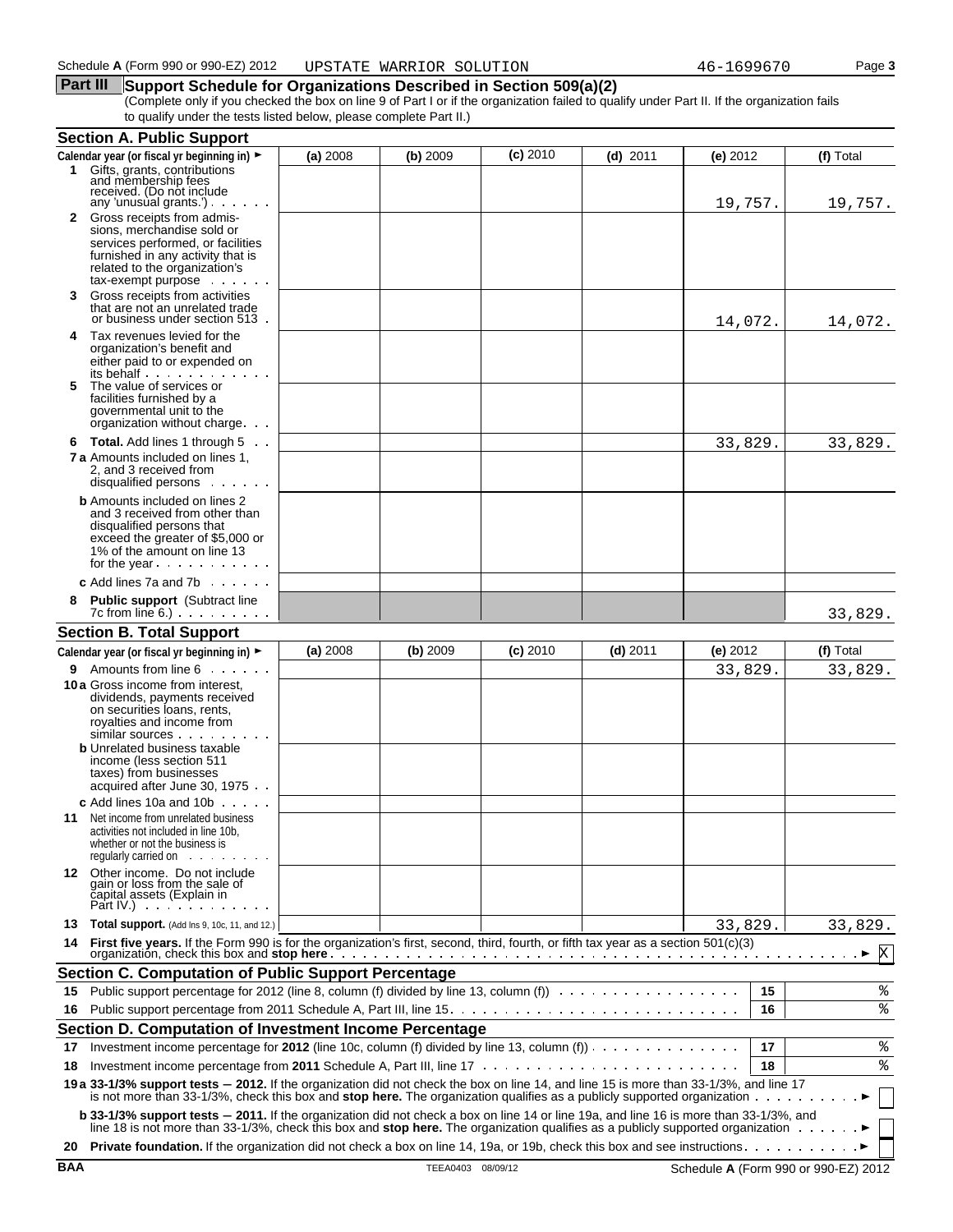Schedule A (Form 990 or 990-EZ) 2012 UPSTATE WARRIOR SOLUTION 46-1699670 Page 3

## Part III Support Schedule for Organizations Described in Section 509(a)(2)

(Complete only if you checked the box on line 9 of Part I or if the organization failed to qualify under Part II. If the organization fails to qualify under the tests listed below, please complete Part II.)

### Section A. Public Support

| Calendar year (or fiscal yr beginning in) ► | (a) 2008 | (b) 2009 | (c) 2010 | (d) 2011 | (e) 2012 | (f) Total |
|---|---|---|---|---|---|---|
| 1 Gifts, grants, contributions and membership fees received. (Do not include any 'unusual grants.') | | | | | 19,757. | 19,757. |
| 2 Gross receipts from admissions, merchandise sold or services performed, or facilities furnished in any activity that is related to the organization's tax-exempt purpose | | | | | | |
| 3 Gross receipts from activities that are not an unrelated trade or business under section 513 | | | | | 14,072. | 14,072. |
| 4 Tax revenues levied for the organization's benefit and either paid to or expended on its behalf | | | | | | |
| 5 The value of services or facilities furnished by a governmental unit to the organization without charge | | | | | | |
| 6 **Total.** Add lines 1 through 5 | | | | | 33,829. | 33,829. |
| 7a Amounts included on lines 1, 2, and 3 received from disqualified persons | | | | | | |
| b Amounts included on lines 2 and 3 received from other than disqualified persons that exceed the greater of $5,000 or 1% of the amount on line 13 for the year | | | | | | |
| c Add lines 7a and 7b | | | | | | |
| 8 **Public support** (Subtract line 7c from line 6.) | | | | | | 33,829. |

### Section B. Total Support

| Calendar year (or fiscal yr beginning in) ► | (a) 2008 | (b) 2009 | (c) 2010 | (d) 2011 | (e) 2012 | (f) Total |
|---|---|---|---|---|---|---|
| 9 Amounts from line 6 | | | | | 33,829. | 33,829. |
| 10a Gross income from interest, dividends, payments received on securities loans, rents, royalties and income from similar sources | | | | | | |
| b Unrelated business taxable income (less section 511 taxes) from businesses acquired after June 30, 1975 | | | | | | |
| c Add lines 10a and 10b | | | | | | |
| 11 Net income from unrelated business activities not included in line 10b, whether or not the business is regularly carried on | | | | | | |
| 12 Other income. Do not include gain or loss from the sale of capital assets (Explain in Part IV.) | | | | | | |
| 13 **Total support.** (Add lns 9, 10c, 11, and 12.) | | | | | 33,829. | 33,829. |

14 **First five years.** If the Form 990 is for the organization's first, second, third, fourth, or fifth tax year as a section 501(c)(3) organization, check this box and **stop here** ► X

### Section C. Computation of Public Support Percentage

| | | | |
|---|---|---|---|
| 15 | Public support percentage for 2012 (line 8, column (f) divided by line 13, column (f)) | 15 | % |
| 16 | Public support percentage from 2011 Schedule A, Part III, line 15 | 16 | % |

### Section D. Computation of Investment Income Percentage

| | | | |
|---|---|---|---|
| 17 | Investment income percentage for **2012** (line 10c, column (f) divided by line 13, column (f)) | 17 | % |
| 18 | Investment income percentage from **2011** Schedule A, Part III, line 17 | 18 | % |

**19a 33-1/3% support tests — 2012.** If the organization did not check the box on line 14, and line 15 is more than 33-1/3%, and line 17 is not more than 33-1/3%, check this box and **stop here.** The organization qualifies as a publicly supported organization ► ☐

**b 33-1/3% support tests — 2011.** If the organization did not check a box on line 14 or line 19a, and line 16 is more than 33-1/3%, and line 18 is not more than 33-1/3%, check this box and **stop here.** The organization qualifies as a publicly supported organization ► ☐

**20 Private foundation.** If the organization did not check a box on line 14, 19a, or 19b, check this box and see instructions ► ☐

BAA TEEA0403 08/09/12 Schedule A (Form 990 or 990-EZ) 2012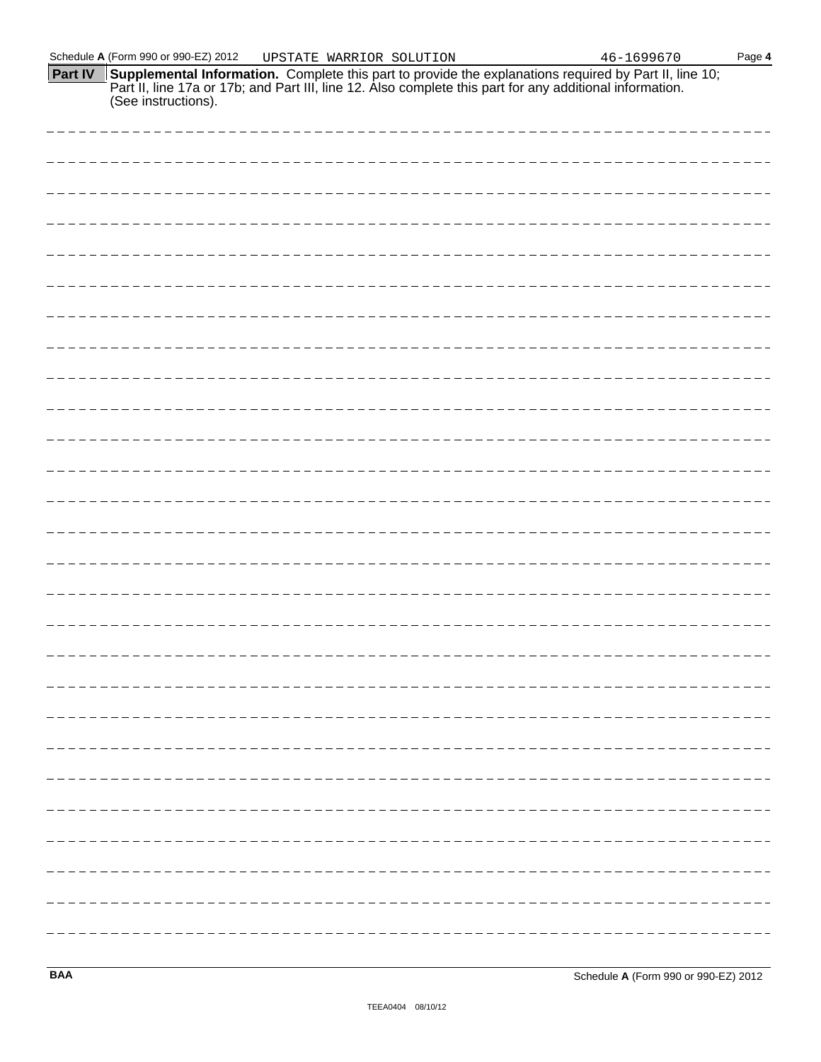Schedule A (Form 990 or 990-EZ) 2012 UPSTATE WARRIOR SOLUTION 46-1699670 Page 4

**Part IV** **Supplemental Information.** Complete this part to provide the explanations required by Part II, line 10; Part II, line 17a or 17b; and Part III, line 12. Also complete this part for any additional information. (See instructions).

**BAA** Schedule **A** (Form 990 or 990-EZ) 2012

TEEA0404 08/10/12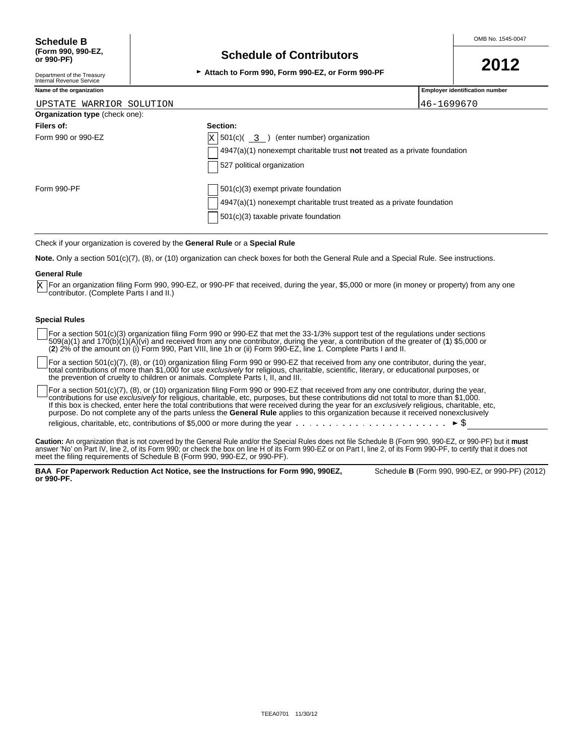**Schedule B (Form 990, 990-EZ, or 990-PF)**

Department of the Treasury
Internal Revenue Service

# Schedule of Contributors

► **Attach to Form 990, Form 990-EZ, or Form 990-PF**

OMB No. 1545-0047

**2012**

| Name of the organization | Employer identification number |
|---|---|
| UPSTATE WARRIOR SOLUTION | 46-1699670 |

**Organization type** (check one):

| **Filers of:** | **Section:** |
|---|---|
| Form 990 or 990-EZ | [X] 501(c)( 3 ) (enter number) organization |
| | [ ] 4947(a)(1) nonexempt charitable trust **not** treated as a private foundation |
| | [ ] 527 political organization |
| Form 990-PF | [ ] 501(c)(3) exempt private foundation |
| | [ ] 4947(a)(1) nonexempt charitable trust treated as a private foundation |
| | [ ] 501(c)(3) taxable private foundation |

Check if your organization is covered by the **General Rule** or a **Special Rule**

**Note.** Only a section 501(c)(7), (8), or (10) organization can check boxes for both the General Rule and a Special Rule. See instructions.

**General Rule**

[X] For an organization filing Form 990, 990-EZ, or 990-PF that received, during the year, $5,000 or more (in money or property) from any one contributor. (Complete Parts I and II.)

**Special Rules**

[ ] For a section 501(c)(3) organization filing Form 990 or 990-EZ that met the 33-1/3% support test of the regulations under sections 509(a)(1) and 170(b)(1)(A)(vi) and received from any one contributor, during the year, a contribution of the greater of (**1**) $5,000 or (**2**) 2% of the amount on (i) Form 990, Part VIII, line 1h or (ii) Form 990-EZ, line 1. Complete Parts I and II.

[ ] For a section 501(c)(7), (8), or (10) organization filing Form 990 or 990-EZ that received from any one contributor, during the year, total contributions of more than $1,000 for use *exclusively* for religious, charitable, scientific, literary, or educational purposes, or the prevention of cruelty to children or animals. Complete Parts I, II, and III.

[ ] For a section 501(c)(7), (8), or (10) organization filing Form 990 or 990-EZ that received from any one contributor, during the year, contributions for use *exclusively* for religious, charitable, etc, purposes, but these contributions did not total to more than $1,000. If this box is checked, enter here the total contributions that were received during the year for an *exclusively* religious, charitable, etc, purpose. Do not complete any of the parts unless the **General Rule** applies to this organization because it received nonexclusively religious, charitable, etc, contributions of $5,000 or more during the year . . . . . . . . . . . . . . . . . . . . . . ► $ ______

**Caution:** An organization that is not covered by the General Rule and/or the Special Rules does not file Schedule B (Form 990, 990-EZ, or 990-PF) but it **must** answer 'No' on Part IV, line 2, of its Form 990; or check the box on line H of its Form 990-EZ or on Part I, line 2, of its Form 990-PF, to certify that it does not meet the filing requirements of Schedule B (Form 990, 990-EZ, or 990-PF).

**BAA For Paperwork Reduction Act Notice, see the Instructions for Form 990, 990EZ, or 990-PF.** Schedule **B** (Form 990, 990-EZ, or 990-PF) (2012)

TEEA0701 11/30/12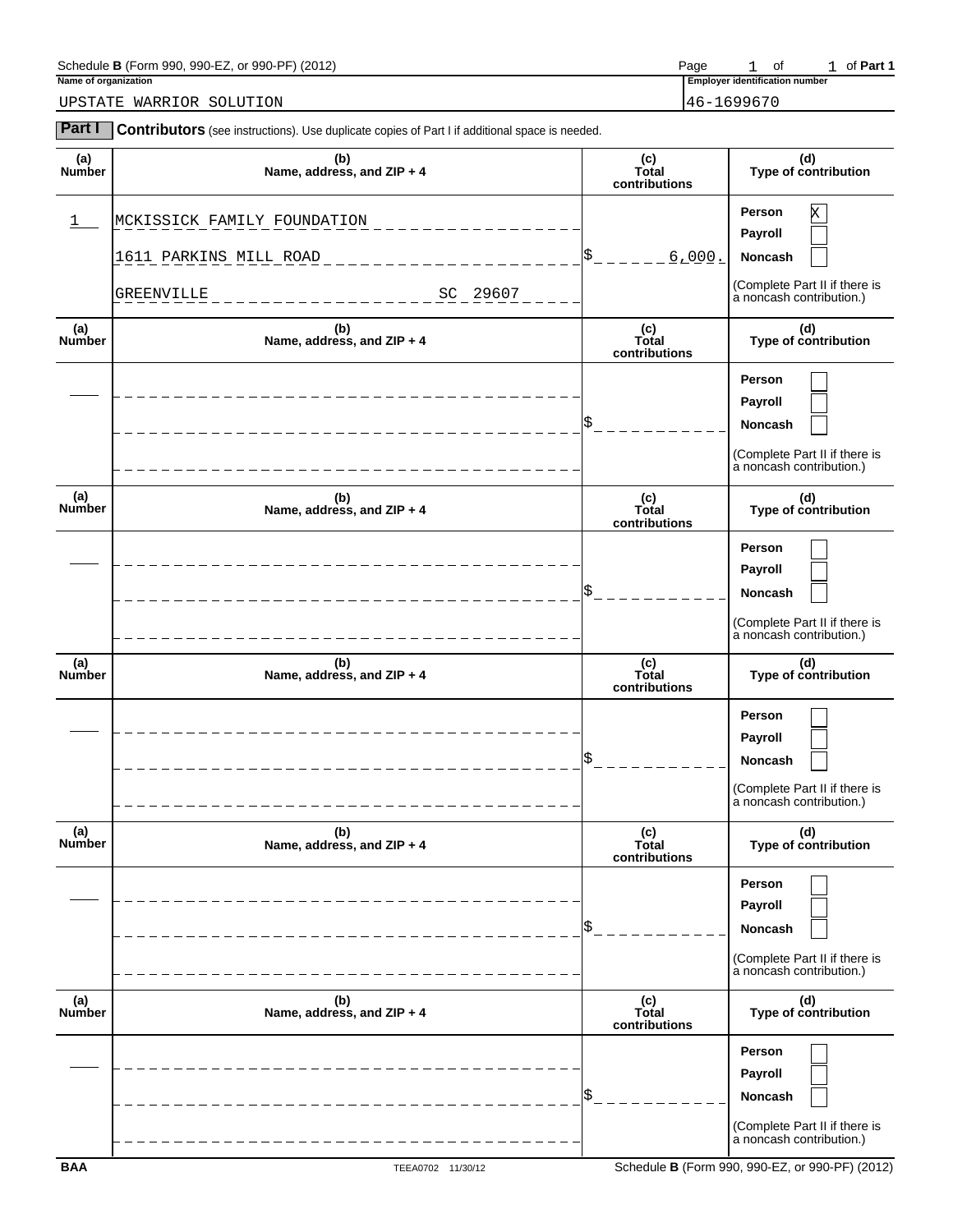Schedule **B** (Form 990, 990-EZ, or 990-PF) (2012)

Page 1 of 1 of **Part 1**

**Name of organization**

UPSTATE WARRIOR SOLUTION

**Employer identification number**

46-1699670

**Part I** **Contributors** (see instructions). Use duplicate copies of Part I if additional space is needed.

| (a) Number | (b) Name, address, and ZIP + 4 | (c) Total contributions | (d) Type of contribution |
|---|---|---|---|
| 1 | MCKISSICK FAMILY FOUNDATION<br>1611 PARKINS MILL ROAD<br>GREENVILLE SC 29607 | $ 6,000. | Person [X]<br>Payroll [ ]<br>Noncash [ ]<br>(Complete Part II if there is a noncash contribution.) |
| | | $ | Person [ ]<br>Payroll [ ]<br>Noncash [ ]<br>(Complete Part II if there is a noncash contribution.) |
| | | $ | Person [ ]<br>Payroll [ ]<br>Noncash [ ]<br>(Complete Part II if there is a noncash contribution.) |
| | | $ | Person [ ]<br>Payroll [ ]<br>Noncash [ ]<br>(Complete Part II if there is a noncash contribution.) |
| | | $ | Person [ ]<br>Payroll [ ]<br>Noncash [ ]<br>(Complete Part II if there is a noncash contribution.) |
| | | $ | Person [ ]<br>Payroll [ ]<br>Noncash [ ]<br>(Complete Part II if there is a noncash contribution.) |

BAA TEEA0702 11/30/12 Schedule **B** (Form 990, 990-EZ, or 990-PF) (2012)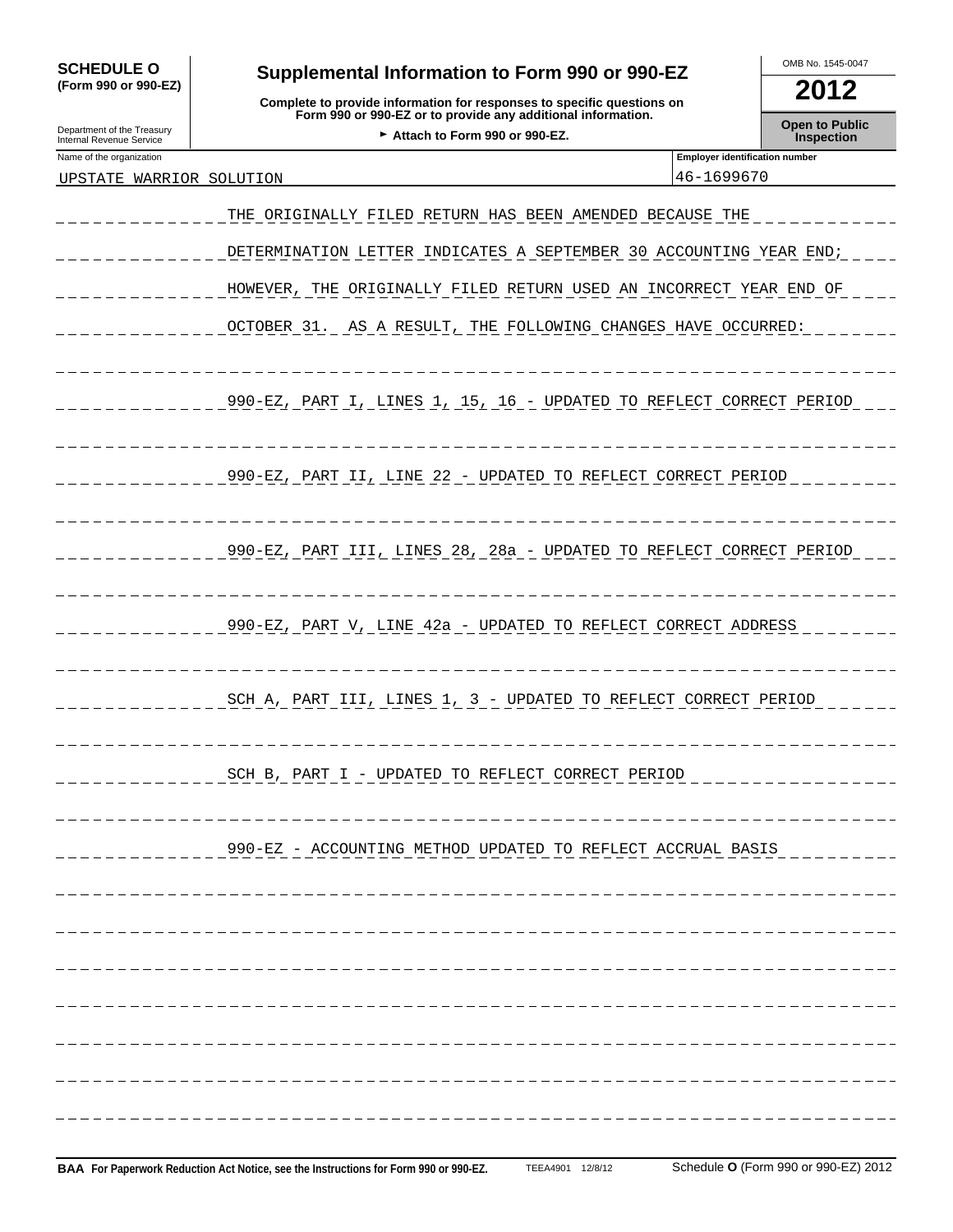**SCHEDULE O** (Form 990 or 990-EZ)

Department of the Treasury
Internal Revenue Service

# Supplemental Information to Form 990 or 990-EZ

**Complete to provide information for responses to specific questions on Form 990 or 990-EZ or to provide any additional information.**

► **Attach to Form 990 or 990-EZ.**

OMB No. 1545-0047

**2012**

**Open to Public Inspection**

| Name of the organization | Employer identification number |
| --- | --- |
| UPSTATE WARRIOR SOLUTION | 46-1699670 |

THE ORIGINALLY FILED RETURN HAS BEEN AMENDED BECAUSE THE DETERMINATION LETTER INDICATES A SEPTEMBER 30 ACCOUNTING YEAR END; HOWEVER, THE ORIGINALLY FILED RETURN USED AN INCORRECT YEAR END OF OCTOBER 31. AS A RESULT, THE FOLLOWING CHANGES HAVE OCCURRED:

990-EZ, PART I, LINES 1, 15, 16 - UPDATED TO REFLECT CORRECT PERIOD

990-EZ, PART II, LINE 22 - UPDATED TO REFLECT CORRECT PERIOD

990-EZ, PART III, LINES 28, 28a - UPDATED TO REFLECT CORRECT PERIOD

990-EZ, PART V, LINE 42a - UPDATED TO REFLECT CORRECT ADDRESS

SCH A, PART III, LINES 1, 3 - UPDATED TO REFLECT CORRECT PERIOD

SCH B, PART I - UPDATED TO REFLECT CORRECT PERIOD

990-EZ - ACCOUNTING METHOD UPDATED TO REFLECT ACCRUAL BASIS

**BAA For Paperwork Reduction Act Notice, see the Instructions for Form 990 or 990-EZ.** TEEA4901 12/8/12 Schedule **O** (Form 990 or 990-EZ) 2012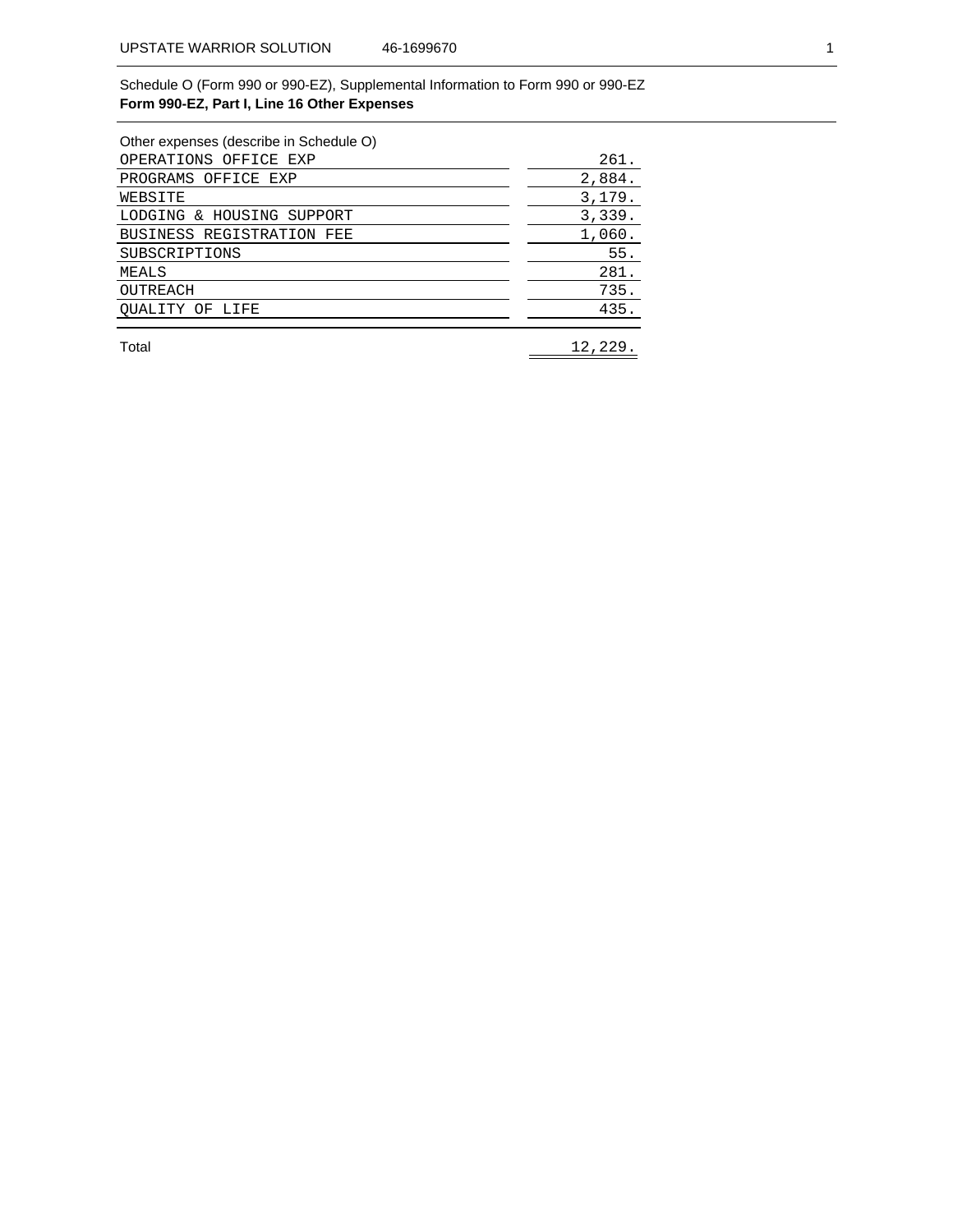Schedule O (Form 990 or 990-EZ), Supplemental Information to Form 990 or 990-EZ

**Form 990-EZ, Part I, Line 16 Other Expenses**

| Other expenses (describe in Schedule O) | |
|---|---|
| OPERATIONS OFFICE EXP | 261. |
| PROGRAMS OFFICE EXP | 2,884. |
| WEBSITE | 3,179. |
| LODGING & HOUSING SUPPORT | 3,339. |
| BUSINESS REGISTRATION FEE | 1,060. |
| SUBSCRIPTIONS | 55. |
| MEALS | 281. |
| OUTREACH | 735. |
| QUALITY OF LIFE | 435. |
| Total | 12,229. |